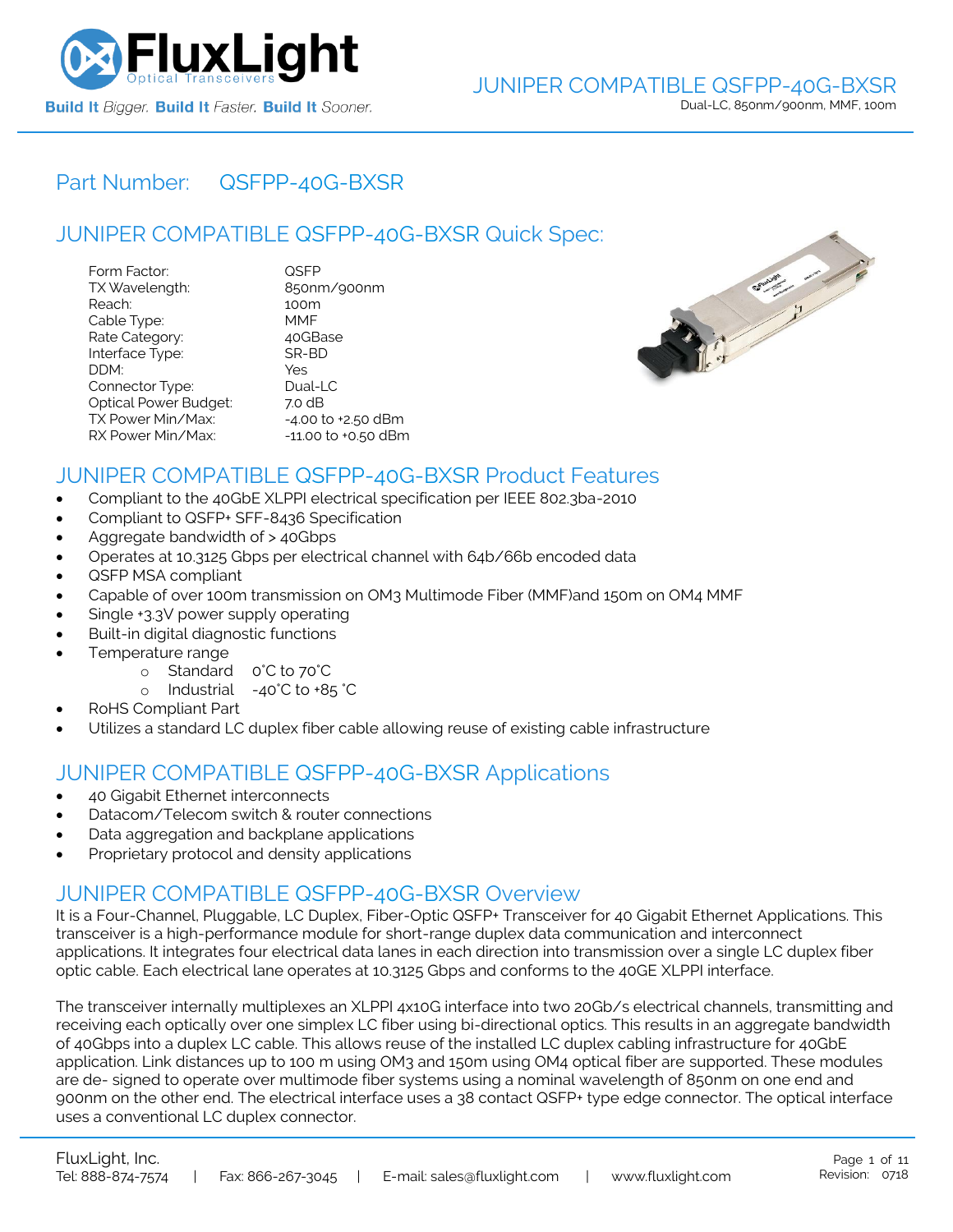# JUNIPER COMPATIBLE QSFPP-40G-BXSR

Dual-LC, 850nm/900nm, MMF, 100m

## Part Number: QSFPP-40G-BXSR

## JUNIPER COMPATIBLE QSFPP-40G-BXSR Quick Spec:

| | |
|---|---|
| Form Factor: | QSFP |
| TX Wavelength: | 850nm/900nm |
| Reach: | 100m |
| Cable Type: | MMF |
| Rate Category: | 40GBase |
| Interface Type: | SR-BD |
| DDM: | Yes |
| Connector Type: | Dual-LC |
| Optical Power Budget: | 7.0 dB |
| TX Power Min/Max: | -4.00 to +2.50 dBm |
| RX Power Min/Max: | -11.00 to +0.50 dBm |

## JUNIPER COMPATIBLE QSFPP-40G-BXSR Product Features

- Compliant to the 40GbE XLPPI electrical specification per IEEE 802.3ba-2010
- Compliant to QSFP+ SFF-8436 Specification
- Aggregate bandwidth of > 40Gbps
- Operates at 10.3125 Gbps per electrical channel with 64b/66b encoded data
- QSFP MSA compliant
- Capable of over 100m transmission on OM3 Multimode Fiber (MMF)and 150m on OM4 MMF
- Single +3.3V power supply operating
- Built-in digital diagnostic functions
- Temperature range
  - Standard 0˚C to 70˚C
  - Industrial -40˚C to +85 ˚C
- RoHS Compliant Part
- Utilizes a standard LC duplex fiber cable allowing reuse of existing cable infrastructure

## JUNIPER COMPATIBLE QSFPP-40G-BXSR Applications

- 40 Gigabit Ethernet interconnects
- Datacom/Telecom switch & router connections
- Data aggregation and backplane applications
- Proprietary protocol and density applications

## JUNIPER COMPATIBLE QSFPP-40G-BXSR Overview

It is a Four-Channel, Pluggable, LC Duplex, Fiber-Optic QSFP+ Transceiver for 40 Gigabit Ethernet Applications. This transceiver is a high-performance module for short-range duplex data communication and interconnect applications. It integrates four electrical data lanes in each direction into transmission over a single LC duplex fiber optic cable. Each electrical lane operates at 10.3125 Gbps and conforms to the 40GE XLPPI interface.

The transceiver internally multiplexes an XLPPI 4x10G interface into two 20Gb/s electrical channels, transmitting and receiving each optically over one simplex LC fiber using bi-directional optics. This results in an aggregate bandwidth of 40Gbps into a duplex LC cable. This allows reuse of the installed LC duplex cabling infrastructure for 40GbE application. Link distances up to 100 m using OM3 and 150m using OM4 optical fiber are supported. These modules are de- signed to operate over multimode fiber systems using a nominal wavelength of 850nm on one end and 900nm on the other end. The electrical interface uses a 38 contact QSFP+ type edge connector. The optical interface uses a conventional LC duplex connector.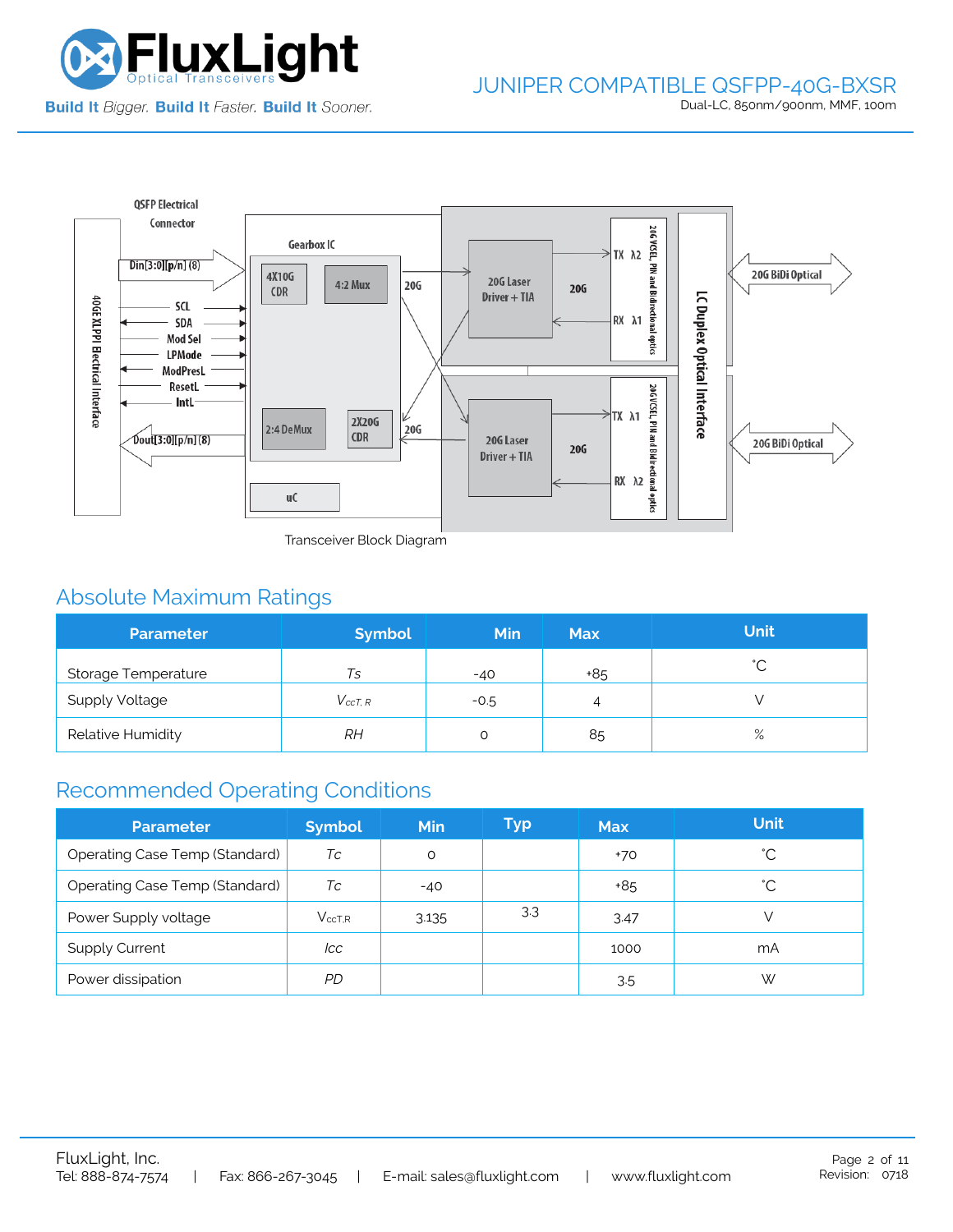Transceiver Block Diagram

## Absolute Maximum Ratings

| Parameter | Symbol | Min | Max | Unit |
|---|---|---|---|---|
| Storage Temperature | *Ts* | -40 | +85 | ˚C |
| Supply Voltage | $V_{ccT,R}$ | -0.5 | 4 | V |
| Relative Humidity | *RH* | 0 | 85 | % |

## Recommended Operating Conditions

| Parameter | Symbol | Min | Typ | Max | Unit |
|---|---|---|---|---|---|
| Operating Case Temp (Standard) | *Tc* | 0 | | +70 | ˚C |
| Operating Case Temp (Standard) | *Tc* | -40 | | +85 | ˚C |
| Power Supply voltage | $V_{ccT,R}$ | 3.135 | 3.3 | 3.47 | V |
| Supply Current | *Icc* | | | 1000 | mA |
| Power dissipation | *PD* | | | 3.5 | W |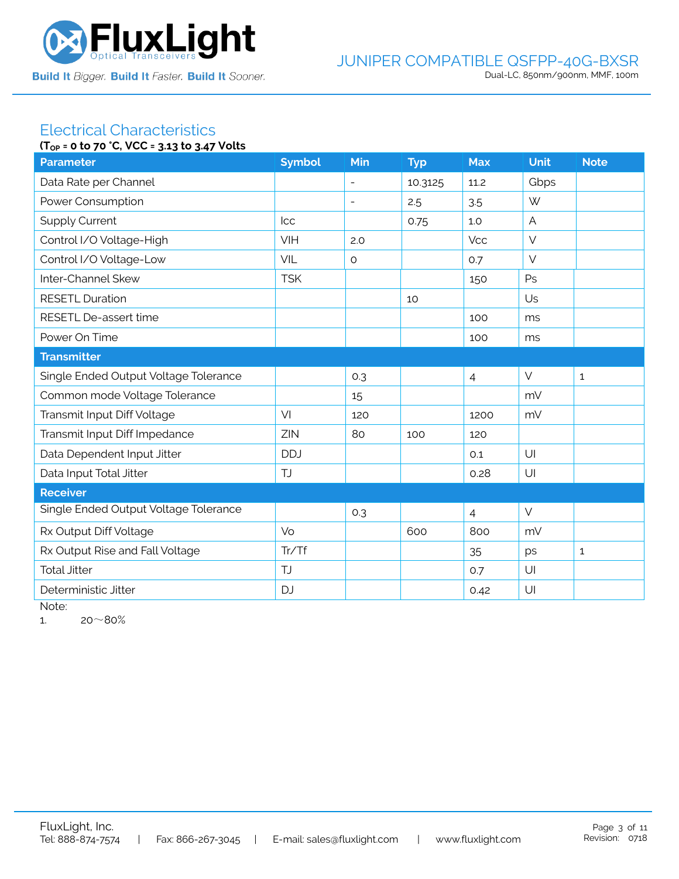## Electrical Characteristics

**($T_{OP}$ = 0 to 70 °C, VCC = 3.13 to 3.47 Volts**

| Parameter | Symbol | Min | Typ | Max | Unit | Note |
|---|---|---|---|---|---|---|
| Data Rate per Channel | | - | 10.3125 | 11.2 | Gbps | |
| Power Consumption | | - | 2.5 | 3.5 | W | |
| Supply Current | Icc | | 0.75 | 1.0 | A | |
| Control I/O Voltage-High | VIH | 2.0 | | Vcc | V | |
| Control I/O Voltage-Low | VIL | 0 | | 0.7 | V | |
| Inter-Channel Skew | TSK | | | 150 | Ps | |
| RESETL Duration | | | 10 | | Us | |
| RESETL De-assert time | | | | 100 | ms | |
| Power On Time | | | | 100 | ms | |
| **Transmitter** | | | | | | |
| Single Ended Output Voltage Tolerance | | 0.3 | | 4 | V | 1 |
| Common mode Voltage Tolerance | | 15 | | | mV | |
| Transmit Input Diff Voltage | VI | 120 | | 1200 | mV | |
| Transmit Input Diff Impedance | ZIN | 80 | 100 | 120 | | |
| Data Dependent Input Jitter | DDJ | | | 0.1 | UI | |
| Data Input Total Jitter | TJ | | | 0.28 | UI | |
| **Receiver** | | | | | | |
| Single Ended Output Voltage Tolerance | | 0.3 | | 4 | V | |
| Rx Output Diff Voltage | Vo | | 600 | 800 | mV | |
| Rx Output Rise and Fall Voltage | Tr/Tf | | | 35 | ps | 1 |
| Total Jitter | TJ | | | 0.7 | UI | |
| Deterministic Jitter | DJ | | | 0.42 | UI | |

Note:

1. 20～80%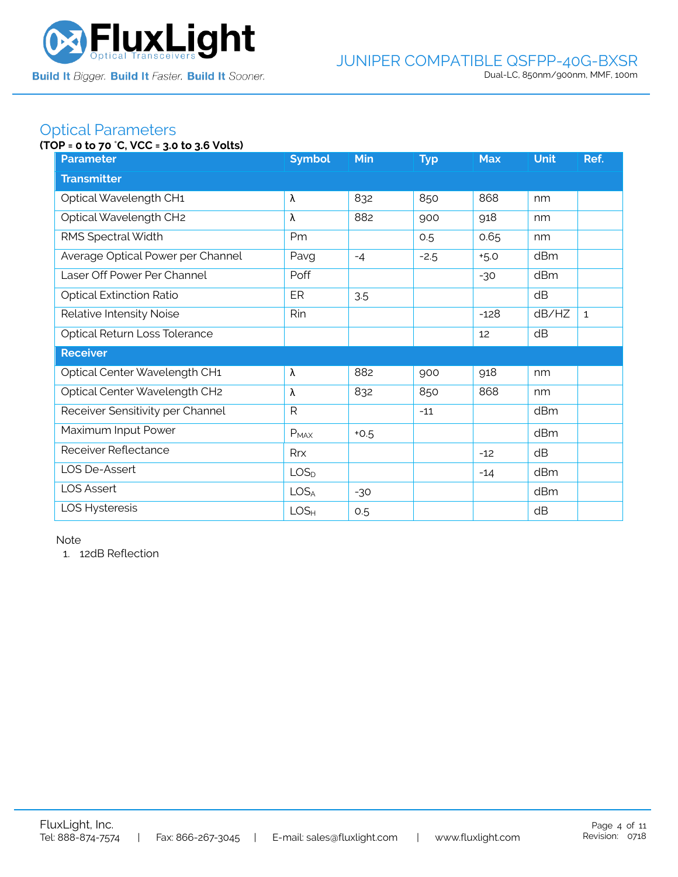## Optical Parameters

**(TOP = 0 to 70 °C, VCC = 3.0 to 3.6 Volts)**

| Parameter | Symbol | Min | Typ | Max | Unit | Ref. |
|---|---|---|---|---|---|---|
| **Transmitter** | | | | | | |
| Optical Wavelength CH1 | λ | 832 | 850 | 868 | nm | |
| Optical Wavelength CH2 | λ | 882 | 900 | 918 | nm | |
| RMS Spectral Width | Pm | | 0.5 | 0.65 | nm | |
| Average Optical Power per Channel | Pavg | -4 | -2.5 | +5.0 | dBm | |
| Laser Off Power Per Channel | Poff | | | -30 | dBm | |
| Optical Extinction Ratio | ER | 3.5 | | | dB | |
| Relative Intensity Noise | Rin | | | -128 | dB/HZ | 1 |
| Optical Return Loss Tolerance | | | | 12 | dB | |
| **Receiver** | | | | | | |
| Optical Center Wavelength CH1 | λ | 882 | 900 | 918 | nm | |
| Optical Center Wavelength CH2 | λ | 832 | 850 | 868 | nm | |
| Receiver Sensitivity per Channel | R | | -11 | | dBm | |
| Maximum Input Power | $P_{MAX}$ | +0.5 | | | dBm | |
| Receiver Reflectance | Rrx | | | -12 | dB | |
| LOS De-Assert | $LOS_D$ | | | -14 | dBm | |
| LOS Assert | $LOS_A$ | -30 | | | dBm | |
| LOS Hysteresis | $LOS_H$ | 0.5 | | | dB | |

Note

1. 12dB Reflection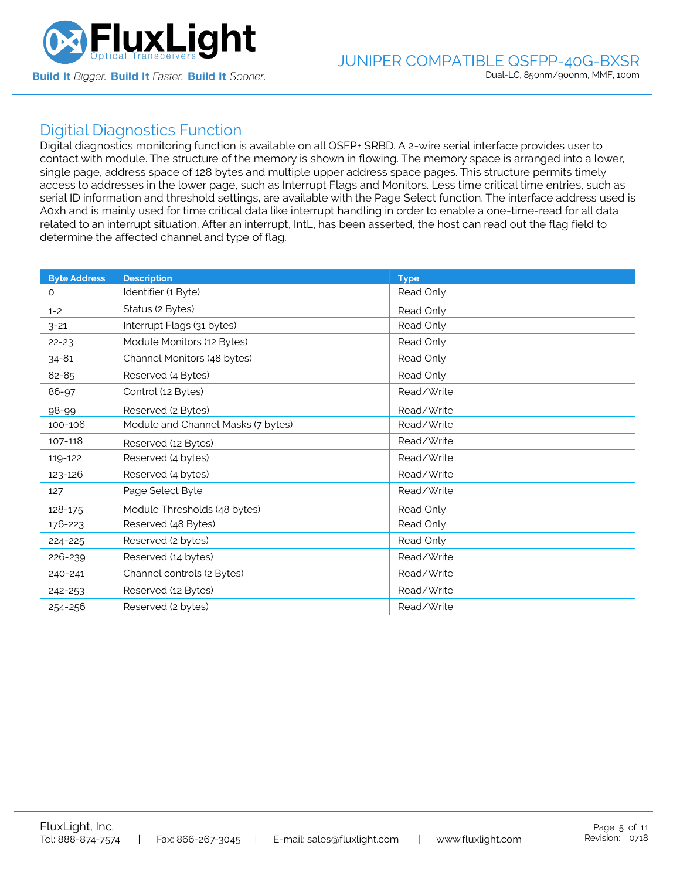## Digitial Diagnostics Function

Digital diagnostics monitoring function is available on all QSFP+ SRBD. A 2-wire serial interface provides user to contact with module. The structure of the memory is shown in flowing. The memory space is arranged into a lower, single page, address space of 128 bytes and multiple upper address space pages. This structure permits timely access to addresses in the lower page, such as Interrupt Flags and Monitors. Less time critical time entries, such as serial ID information and threshold settings, are available with the Page Select function. The interface address used is A0xh and is mainly used for time critical data like interrupt handling in order to enable a one-time-read for all data related to an interrupt situation. After an interrupt, IntL, has been asserted, the host can read out the flag field to determine the affected channel and type of flag.

| Byte Address | Description | Type |
|---|---|---|
| 0 | Identifier (1 Byte) | Read Only |
| 1-2 | Status (2 Bytes) | Read Only |
| 3-21 | Interrupt Flags (31 bytes) | Read Only |
| 22-23 | Module Monitors (12 Bytes) | Read Only |
| 34-81 | Channel Monitors (48 bytes) | Read Only |
| 82-85 | Reserved (4 Bytes) | Read Only |
| 86-97 | Control (12 Bytes) | Read/Write |
| 98-99 | Reserved (2 Bytes) | Read/Write |
| 100-106 | Module and Channel Masks (7 bytes) | Read/Write |
| 107-118 | Reserved (12 Bytes) | Read/Write |
| 119-122 | Reserved (4 bytes) | Read/Write |
| 123-126 | Reserved (4 bytes) | Read/Write |
| 127 | Page Select Byte | Read/Write |
| 128-175 | Module Thresholds (48 bytes) | Read Only |
| 176-223 | Reserved (48 Bytes) | Read Only |
| 224-225 | Reserved (2 bytes) | Read Only |
| 226-239 | Reserved (14 bytes) | Read/Write |
| 240-241 | Channel controls (2 Bytes) | Read/Write |
| 242-253 | Reserved (12 Bytes) | Read/Write |
| 254-256 | Reserved (2 bytes) | Read/Write |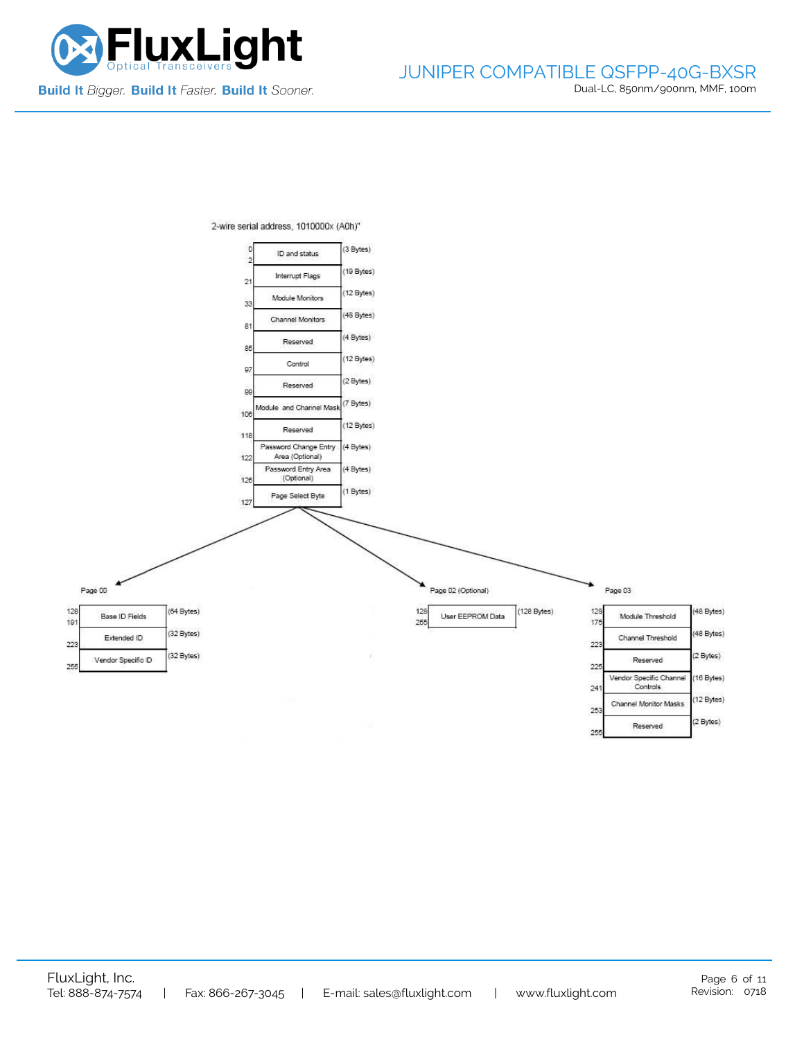2-wire serial address, 1010000x (A0h)"

| Address | Field | Size |
|---|---|---|
| 0–2 | ID and status | (3 Bytes) |
| 21 | Interrupt Flags | (19 Bytes) |
| 33 | Module Monitors | (12 Bytes) |
| 81 | Channel Monitors | (48 Bytes) |
| 85 | Reserved | (4 Bytes) |
| 97 | Control | (12 Bytes) |
| 99 | Reserved | (2 Bytes) |
| 106 | Module and Channel Mask | (7 Bytes) |
| 118 | Reserved | (12 Bytes) |
| 122 | Password Change Entry Area (Optional) | (4 Bytes) |
| 126 | Password Entry Area (Optional) | (4 Bytes) |
| 127 | Page Select Byte | (1 Bytes) |

Page 00

| Address | Field | Size |
|---|---|---|
| 128–191 | Base ID Fields | (64 Bytes) |
| 223 | Extended ID | (32 Bytes) |
| 255 | Vendor Specific ID | (32 Bytes) |

Page 02 (Optional)

| Address | Field | Size |
|---|---|---|
| 128–255 | User EEPROM Data | (128 Bytes) |

Page 03

| Address | Field | Size |
|---|---|---|
| 128–175 | Module Threshold | (48 Bytes) |
| 223 | Channel Threshold | (48 Bytes) |
| 225 | Reserved | (2 Bytes) |
| 241 | Vendor Specific Channel Controls | (16 Bytes) |
| 253 | Channel Monitor Masks | (12 Bytes) |
| 255 | Reserved | (2 Bytes) |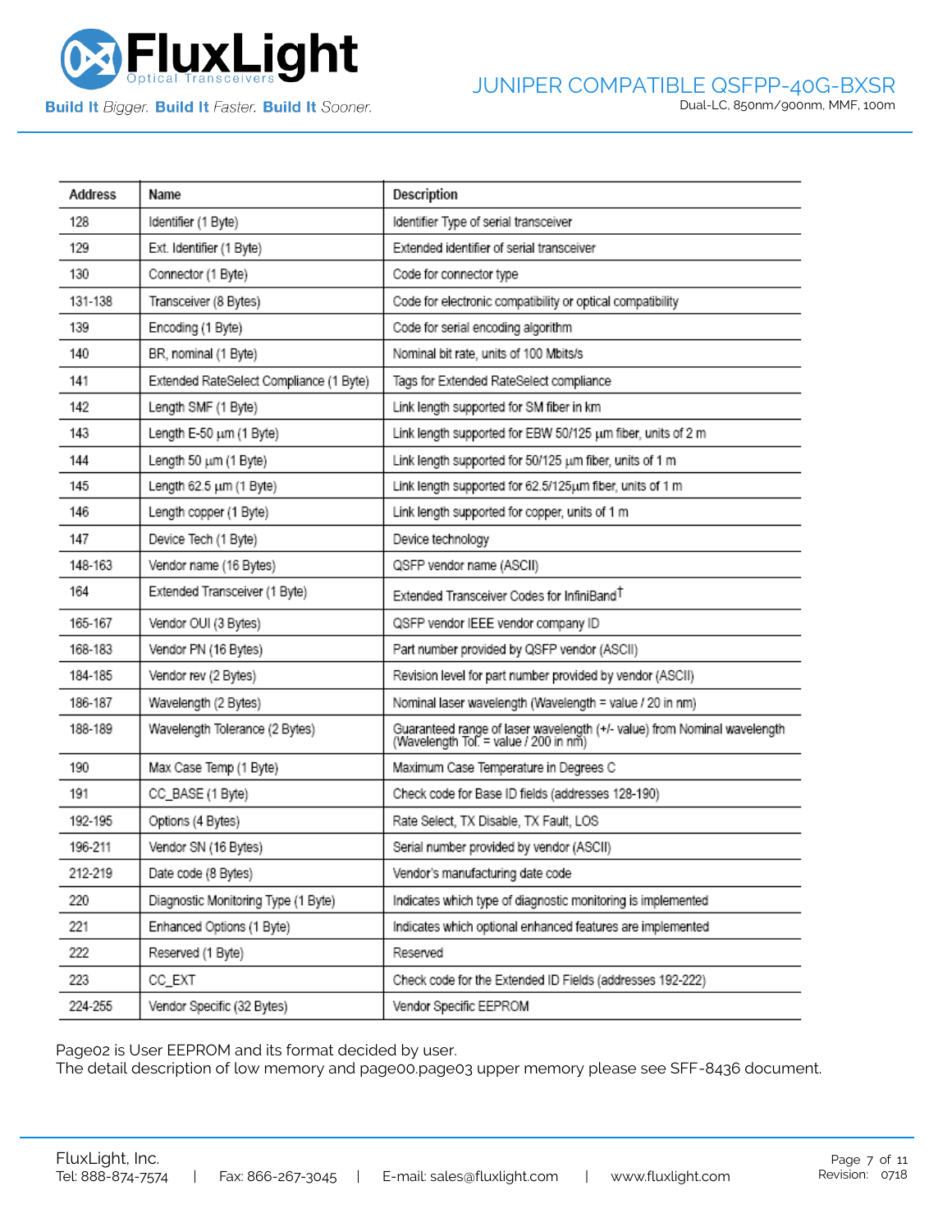| Address | Name | Description |
|---|---|---|
| 128 | Identifier (1 Byte) | Identifier Type of serial transceiver |
| 129 | Ext. Identifier (1 Byte) | Extended identifier of serial transceiver |
| 130 | Connector (1 Byte) | Code for connector type |
| 131-138 | Transceiver (8 Bytes) | Code for electronic compatibility or optical compatibility |
| 139 | Encoding (1 Byte) | Code for serial encoding algorithm |
| 140 | BR, nominal (1 Byte) | Nominal bit rate, units of 100 Mbits/s |
| 141 | Extended RateSelect Compliance (1 Byte) | Tags for Extended RateSelect compliance |
| 142 | Length SMF (1 Byte) | Link length supported for SM fiber in km |
| 143 | Length E-50 μm (1 Byte) | Link length supported for EBW 50/125 μm fiber, units of 2 m |
| 144 | Length 50 μm (1 Byte) | Link length supported for 50/125 μm fiber, units of 1 m |
| 145 | Length 62.5 μm (1 Byte) | Link length supported for 62.5/125μm fiber, units of 1 m |
| 146 | Length copper (1 Byte) | Link length supported for copper, units of 1 m |
| 147 | Device Tech (1 Byte) | Device technology |
| 148-163 | Vendor name (16 Bytes) | QSFP vendor name (ASCII) |
| 164 | Extended Transceiver (1 Byte) | Extended Transceiver Codes for InfiniBand† |
| 165-167 | Vendor OUI (3 Bytes) | QSFP vendor IEEE vendor company ID |
| 168-183 | Vendor PN (16 Bytes) | Part number provided by QSFP vendor (ASCII) |
| 184-185 | Vendor rev (2 Bytes) | Revision level for part number provided by vendor (ASCII) |
| 186-187 | Wavelength (2 Bytes) | Nominal laser wavelength (Wavelength = value / 20 in nm) |
| 188-189 | Wavelength Tolerance (2 Bytes) | Guaranteed range of laser wavelength (+/- value) from Nominal wavelength (Wavelength Tol. = value / 200 in nm) |
| 190 | Max Case Temp (1 Byte) | Maximum Case Temperature in Degrees C |
| 191 | CC_BASE (1 Byte) | Check code for Base ID fields (addresses 128-190) |
| 192-195 | Options (4 Bytes) | Rate Select, TX Disable, TX Fault, LOS |
| 196-211 | Vendor SN (16 Bytes) | Serial number provided by vendor (ASCII) |
| 212-219 | Date code (8 Bytes) | Vendor's manufacturing date code |
| 220 | Diagnostic Monitoring Type (1 Byte) | Indicates which type of diagnostic monitoring is implemented |
| 221 | Enhanced Options (1 Byte) | Indicates which optional enhanced features are implemented |
| 222 | Reserved (1 Byte) | Reserved |
| 223 | CC_EXT | Check code for the Extended ID Fields (addresses 192-222) |
| 224-255 | Vendor Specific (32 Bytes) | Vendor Specific EEPROM |

Page02 is User EEPROM and its format decided by user.
The detail description of low memory and page00.page03 upper memory please see SFF-8436 document.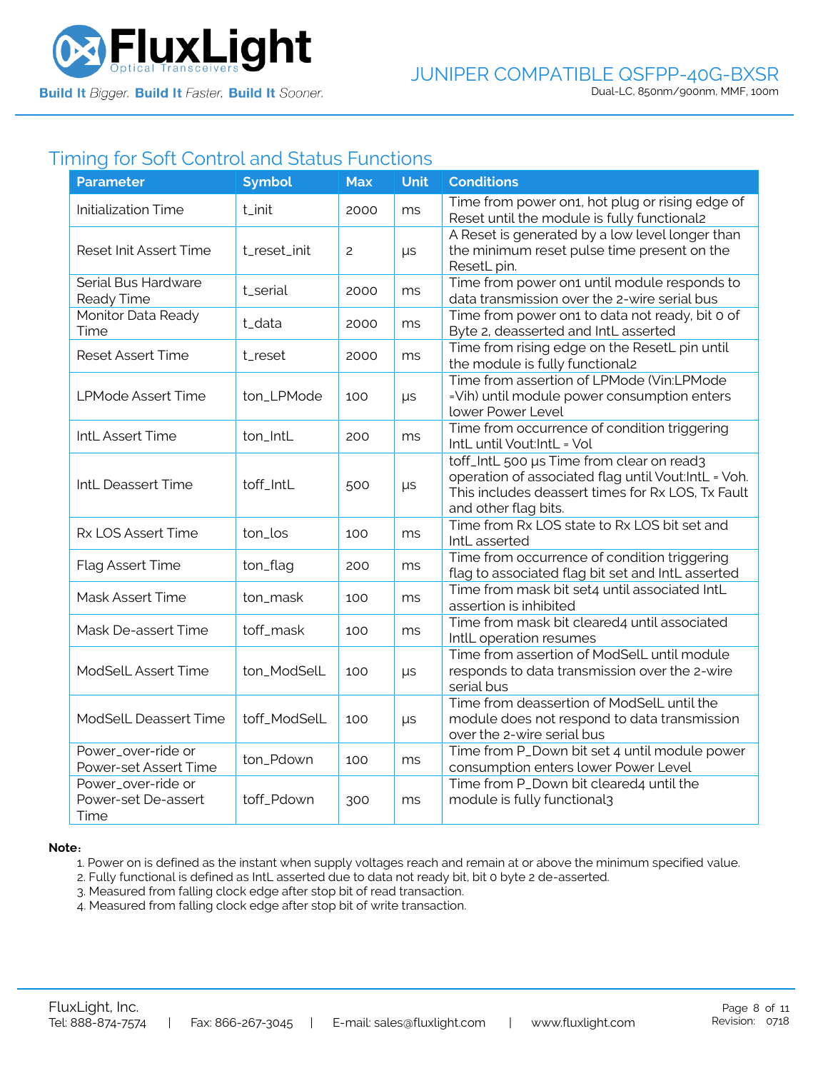## Timing for Soft Control and Status Functions

| Parameter | Symbol | Max | Unit | Conditions |
|---|---|---|---|---|
| Initialization Time | t_init | 2000 | ms | Time from power on1, hot plug or rising edge of Reset until the module is fully functional2 |
| Reset Init Assert Time | t_reset_init | 2 | μs | A Reset is generated by a low level longer than the minimum reset pulse time present on the ResetL pin. |
| Serial Bus Hardware Ready Time | t_serial | 2000 | ms | Time from power on1 until module responds to data transmission over the 2-wire serial bus |
| Monitor Data Ready Time | t_data | 2000 | ms | Time from power on1 to data not ready, bit 0 of Byte 2, deasserted and IntL asserted |
| Reset Assert Time | t_reset | 2000 | ms | Time from rising edge on the ResetL pin until the module is fully functional2 |
| LPMode Assert Time | ton_LPMode | 100 | μs | Time from assertion of LPMode (Vin:LPMode =Vih) until module power consumption enters lower Power Level |
| IntL Assert Time | ton_IntL | 200 | ms | Time from occurrence of condition triggering IntL until Vout:IntL = Vol |
| IntL Deassert Time | toff_IntL | 500 | μs | toff_IntL 500 μs Time from clear on read3 operation of associated flag until Vout:IntL = Voh. This includes deassert times for Rx LOS, Tx Fault and other flag bits. |
| Rx LOS Assert Time | ton_los | 100 | ms | Time from Rx LOS state to Rx LOS bit set and IntL asserted |
| Flag Assert Time | ton_flag | 200 | ms | Time from occurrence of condition triggering flag to associated flag bit set and IntL asserted |
| Mask Assert Time | ton_mask | 100 | ms | Time from mask bit set4 until associated IntL assertion is inhibited |
| Mask De-assert Time | toff_mask | 100 | ms | Time from mask bit cleared4 until associated IntlL operation resumes |
| ModSelL Assert Time | ton_ModSelL | 100 | μs | Time from assertion of ModSelL until module responds to data transmission over the 2-wire serial bus |
| ModSelL Deassert Time | toff_ModSelL | 100 | μs | Time from deassertion of ModSelL until the module does not respond to data transmission over the 2-wire serial bus |
| Power_over-ride or Power-set Assert Time | ton_Pdown | 100 | ms | Time from P_Down bit set 4 until module power consumption enters lower Power Level |
| Power_over-ride or Power-set De-assert Time | toff_Pdown | 300 | ms | Time from P_Down bit cleared4 until the module is fully functional3 |

**Note:**

1. Power on is defined as the instant when supply voltages reach and remain at or above the minimum specified value.
2. Fully functional is defined as IntL asserted due to data not ready bit, bit 0 byte 2 de-asserted.
3. Measured from falling clock edge after stop bit of read transaction.
4. Measured from falling clock edge after stop bit of write transaction.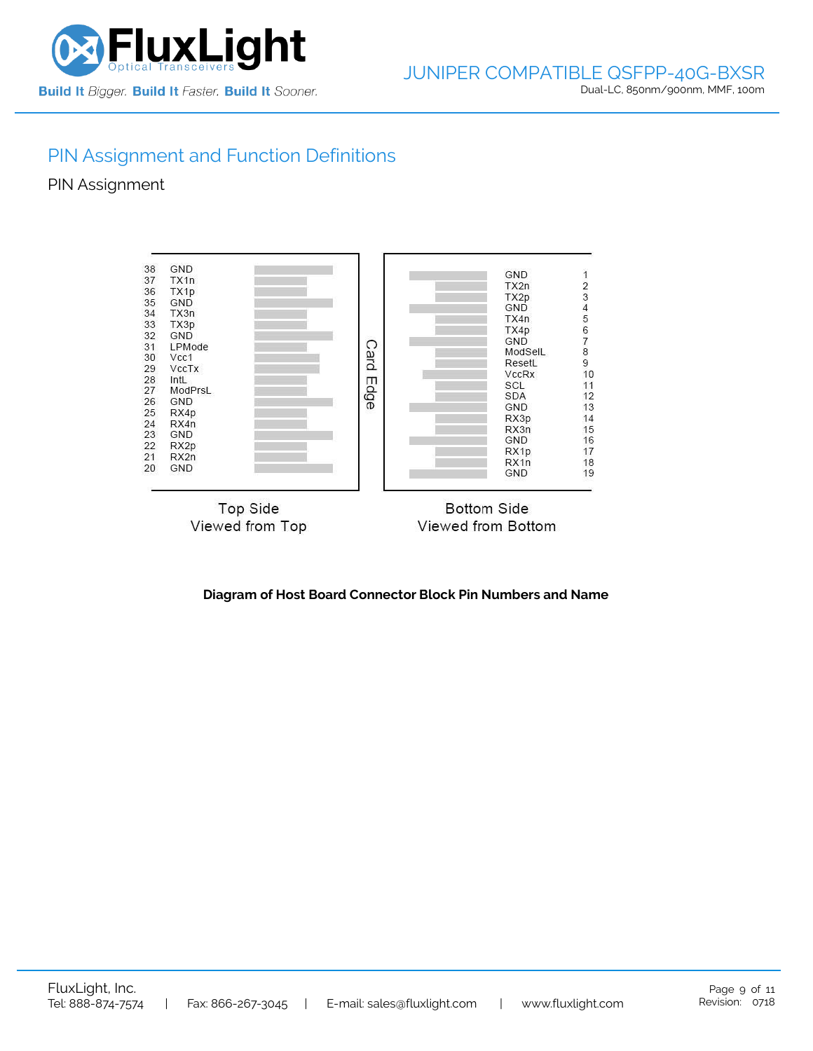## PIN Assignment and Function Definitions

### PIN Assignment

| Top Side Pin | Name | Bottom Side Pin | Name |
|---|---|---|---|
| 38 | GND | 1 | GND |
| 37 | TX1n | 2 | TX2n |
| 36 | TX1p | 3 | TX2p |
| 35 | GND | 4 | GND |
| 34 | TX3n | 5 | TX4n |
| 33 | TX3p | 6 | TX4p |
| 32 | GND | 7 | GND |
| 31 | LPMode | 8 | ModSelL |
| 30 | Vcc1 | 9 | ResetL |
| 29 | VccTx | 10 | VccRx |
| 28 | IntL | 11 | SCL |
| 27 | ModPrsL | 12 | SDA |
| 26 | GND | 13 | GND |
| 25 | RX4p | 14 | RX3p |
| 24 | RX4n | 15 | RX3n |
| 23 | GND | 16 | GND |
| 22 | RX2p | 17 | RX1p |
| 21 | RX2n | 18 | RX1n |
| 20 | GND | 19 | GND |

Card Edge

Top Side
Viewed from Top

Bottom Side
Viewed from Bottom

**Diagram of Host Board Connector Block Pin Numbers and Name**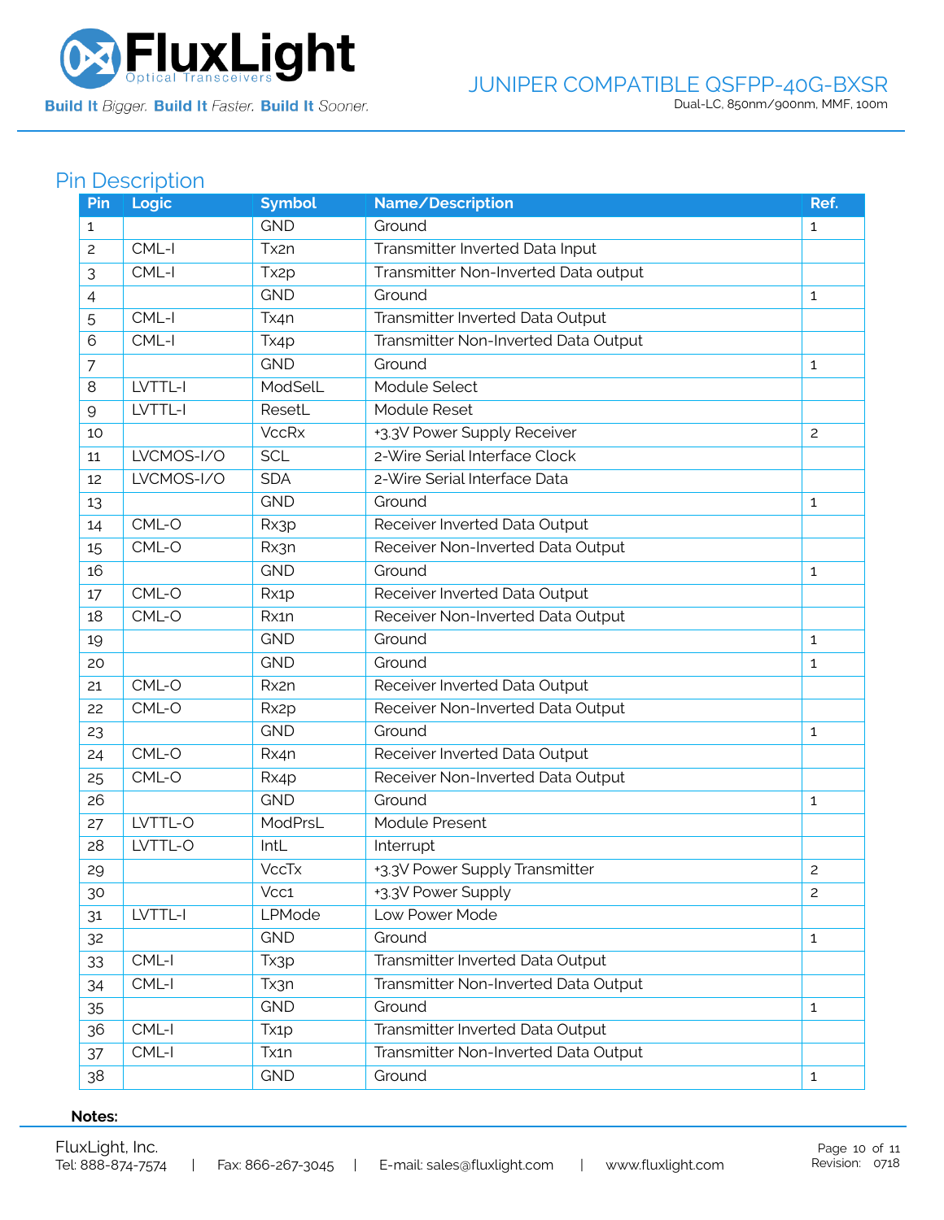## Pin Description

| Pin | Logic | Symbol | Name/Description | Ref. |
|---|---|---|---|---|
| 1 | | GND | Ground | 1 |
| 2 | CML-I | Tx2n | Transmitter Inverted Data Input | |
| 3 | CML-I | Tx2p | Transmitter Non-Inverted Data output | |
| 4 | | GND | Ground | 1 |
| 5 | CML-I | Tx4n | Transmitter Inverted Data Output | |
| 6 | CML-I | Tx4p | Transmitter Non-Inverted Data Output | |
| 7 | | GND | Ground | 1 |
| 8 | LVTTL-I | ModSelL | Module Select | |
| 9 | LVTTL-I | ResetL | Module Reset | |
| 10 | | VccRx | +3.3V Power Supply Receiver | 2 |
| 11 | LVCMOS-I/O | SCL | 2-Wire Serial Interface Clock | |
| 12 | LVCMOS-I/O | SDA | 2-Wire Serial Interface Data | |
| 13 | | GND | Ground | 1 |
| 14 | CML-O | Rx3p | Receiver Inverted Data Output | |
| 15 | CML-O | Rx3n | Receiver Non-Inverted Data Output | |
| 16 | | GND | Ground | 1 |
| 17 | CML-O | Rx1p | Receiver Inverted Data Output | |
| 18 | CML-O | Rx1n | Receiver Non-Inverted Data Output | |
| 19 | | GND | Ground | 1 |
| 20 | | GND | Ground | 1 |
| 21 | CML-O | Rx2n | Receiver Inverted Data Output | |
| 22 | CML-O | Rx2p | Receiver Non-Inverted Data Output | |
| 23 | | GND | Ground | 1 |
| 24 | CML-O | Rx4n | Receiver Inverted Data Output | |
| 25 | CML-O | Rx4p | Receiver Non-Inverted Data Output | |
| 26 | | GND | Ground | 1 |
| 27 | LVTTL-O | ModPrsL | Module Present | |
| 28 | LVTTL-O | IntL | Interrupt | |
| 29 | | VccTx | +3.3V Power Supply Transmitter | 2 |
| 30 | | Vcc1 | +3.3V Power Supply | 2 |
| 31 | LVTTL-I | LPMode | Low Power Mode | |
| 32 | | GND | Ground | 1 |
| 33 | CML-I | Tx3p | Transmitter Inverted Data Output | |
| 34 | CML-I | Tx3n | Transmitter Non-Inverted Data Output | |
| 35 | | GND | Ground | 1 |
| 36 | CML-I | Tx1p | Transmitter Inverted Data Output | |
| 37 | CML-I | Tx1n | Transmitter Non-Inverted Data Output | |
| 38 | | GND | Ground | 1 |

**Notes:**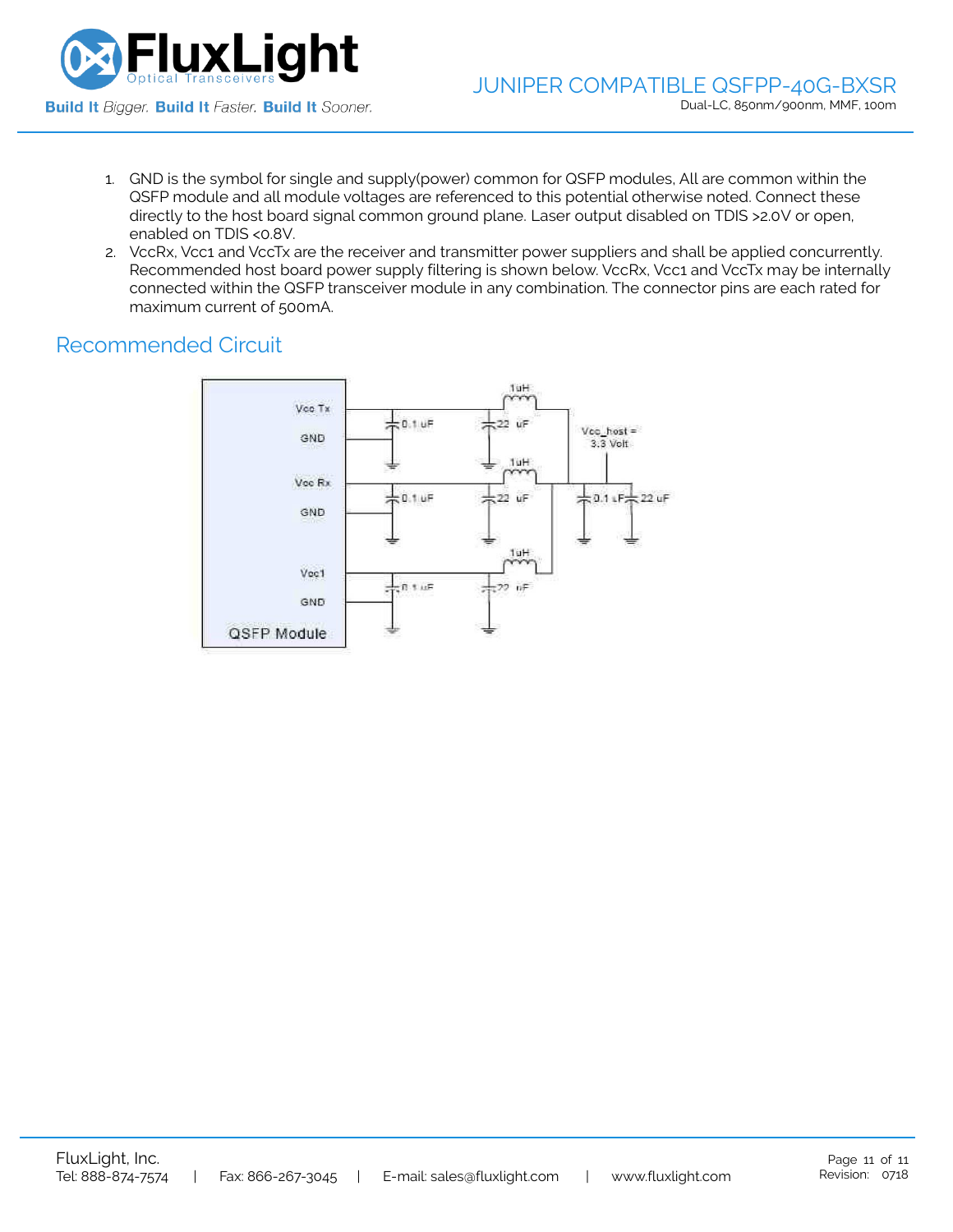1. GND is the symbol for single and supply(power) common for QSFP modules, All are common within the QSFP module and all module voltages are referenced to this potential otherwise noted. Connect these directly to the host board signal common ground plane. Laser output disabled on TDIS >2.0V or open, enabled on TDIS <0.8V.
2. VccRx, Vcc1 and VccTx are the receiver and transmitter power suppliers and shall be applied concurrently. Recommended host board power supply filtering is shown below. VccRx, Vcc1 and VccTx may be internally connected within the QSFP transceiver module in any combination. The connector pins are each rated for maximum current of 500mA.

## Recommended Circuit

Vcc Tx
GND
Vcc Rx
GND
Vcc1
GND
QSFP Module
0.1 uF
22 uF
1uH
Vcc_host = 3.3 Volt
0.1 uF
22 uF